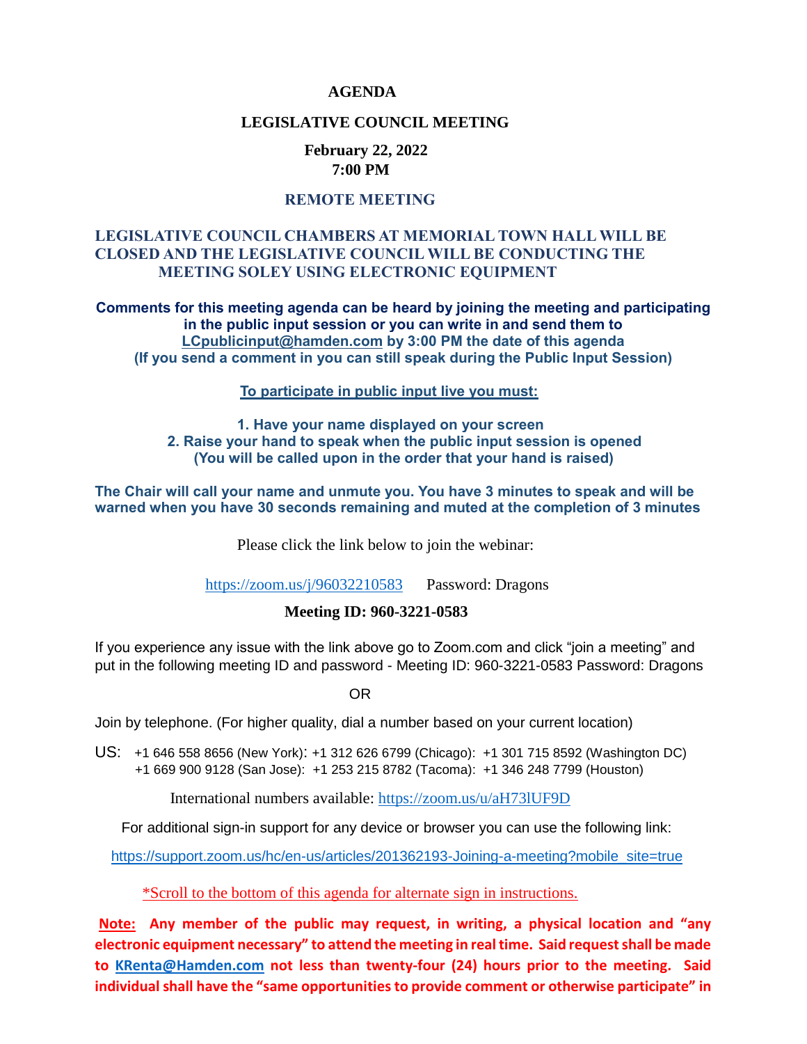# AGENDA

## LEGISLATIVE COUNCIL MEETING

**February 22, 2022**
**7:00 PM**

**REMOTE MEETING**

**LEGISLATIVE COUNCIL CHAMBERS AT MEMORIAL TOWN HALL WILL BE CLOSED AND THE LEGISLATIVE COUNCIL WILL BE CONDUCTING THE MEETING SOLEY USING ELECTRONIC EQUIPMENT**

**Comments for this meeting agenda can be heard by joining the meeting and participating in the public input session or you can write in and send them to LCpublicinput@hamden.com by 3:00 PM the date of this agenda (If you send a comment in you can still speak during the Public Input Session)**

**To participate in public input live you must:**

1. **Have your name displayed on your screen**
2. **Raise your hand to speak when the public input session is opened (You will be called upon in the order that your hand is raised)**

**The Chair will call your name and unmute you. You have 3 minutes to speak and will be warned when you have 30 seconds remaining and muted at the completion of 3 minutes**

Please click the link below to join the webinar:

https://zoom.us/j/96032210583 Password: Dragons

**Meeting ID: 960-3221-0583**

If you experience any issue with the link above go to Zoom.com and click "join a meeting" and put in the following meeting ID and password - Meeting ID: 960-3221-0583 Password: Dragons

OR

Join by telephone. (For higher quality, dial a number based on your current location)

US: +1 646 558 8656 (New York): +1 312 626 6799 (Chicago): +1 301 715 8592 (Washington DC) +1 669 900 9128 (San Jose): +1 253 215 8782 (Tacoma): +1 346 248 7799 (Houston)

International numbers available: https://zoom.us/u/aH73lUF9D

For additional sign-in support for any device or browser you can use the following link:

https://support.zoom.us/hc/en-us/articles/201362193-Joining-a-meeting?mobile_site=true

*Scroll to the bottom of this agenda for alternate sign in instructions.

**Note: Any member of the public may request, in writing, a physical location and "any electronic equipment necessary" to attend the meeting in real time. Said request shall be made to KRenta@Hamden.com not less than twenty-four (24) hours prior to the meeting. Said individual shall have the "same opportunities to provide comment or otherwise participate" in**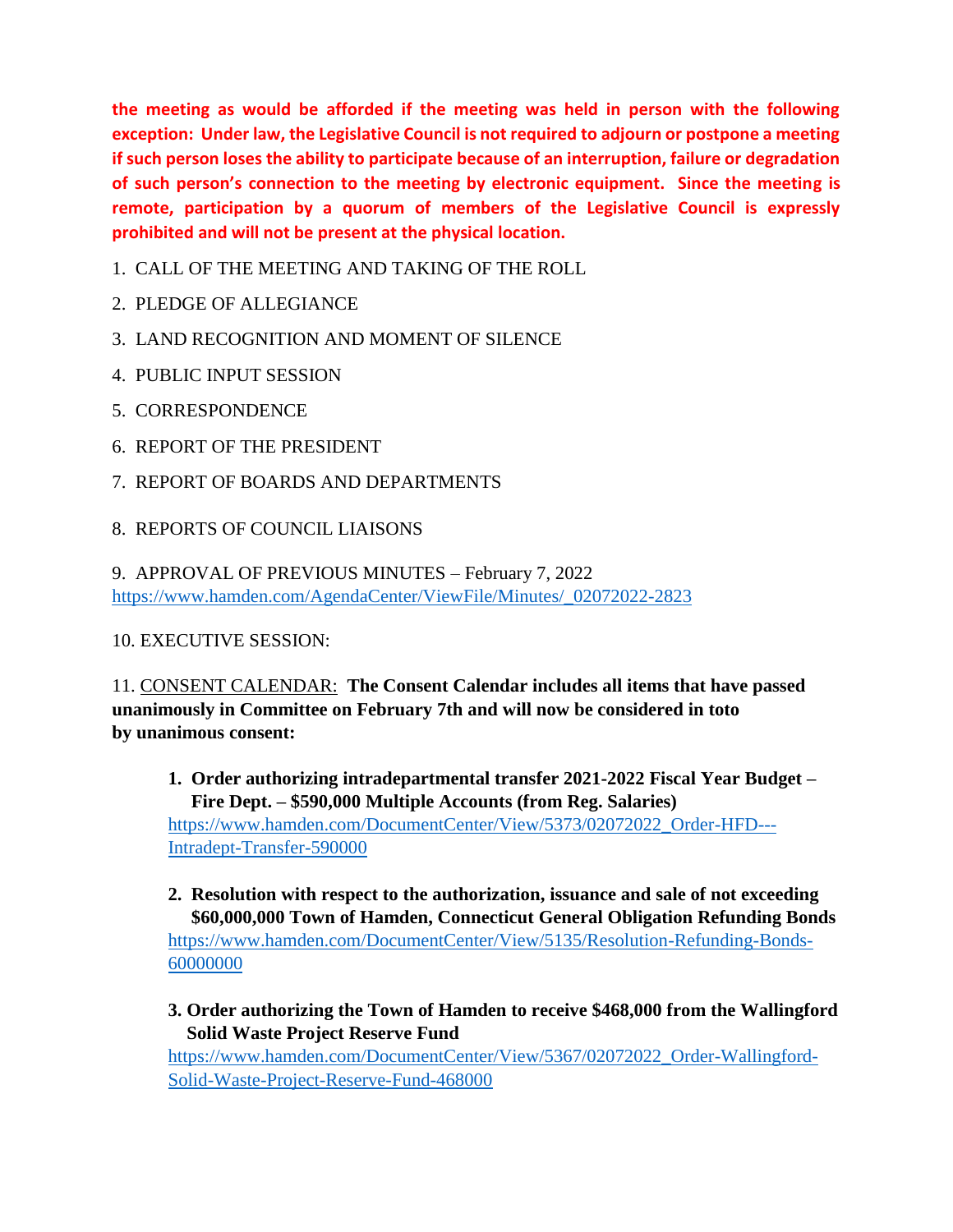**the meeting as would be afforded if the meeting was held in person with the following exception: Under law, the Legislative Council is not required to adjourn or postpone a meeting if such person loses the ability to participate because of an interruption, failure or degradation of such person's connection to the meeting by electronic equipment. Since the meeting is remote, participation by a quorum of members of the Legislative Council is expressly prohibited and will not be present at the physical location.**

1. CALL OF THE MEETING AND TAKING OF THE ROLL
2. PLEDGE OF ALLEGIANCE
3. LAND RECOGNITION AND MOMENT OF SILENCE
4. PUBLIC INPUT SESSION
5. CORRESPONDENCE
6. REPORT OF THE PRESIDENT
7. REPORT OF BOARDS AND DEPARTMENTS
8. REPORTS OF COUNCIL LIAISONS

9. APPROVAL OF PREVIOUS MINUTES – February 7, 2022
https://www.hamden.com/AgendaCenter/ViewFile/Minutes/_02072022-2823

10. EXECUTIVE SESSION:

11. CONSENT CALENDAR: **The Consent Calendar includes all items that have passed unanimously in Committee on February 7th and will now be considered in toto by unanimous consent:**

1. **Order authorizing intradepartmental transfer 2021-2022 Fiscal Year Budget – Fire Dept. – $590,000 Multiple Accounts (from Reg. Salaries)**
   https://www.hamden.com/DocumentCenter/View/5373/02072022_Order-HFD---Intradept-Transfer-590000

2. **Resolution with respect to the authorization, issuance and sale of not exceeding $60,000,000 Town of Hamden, Connecticut General Obligation Refunding Bonds**
   https://www.hamden.com/DocumentCenter/View/5135/Resolution-Refunding-Bonds-60000000

3. **Order authorizing the Town of Hamden to receive $468,000 from the Wallingford Solid Waste Project Reserve Fund**
   https://www.hamden.com/DocumentCenter/View/5367/02072022_Order-Wallingford-Solid-Waste-Project-Reserve-Fund-468000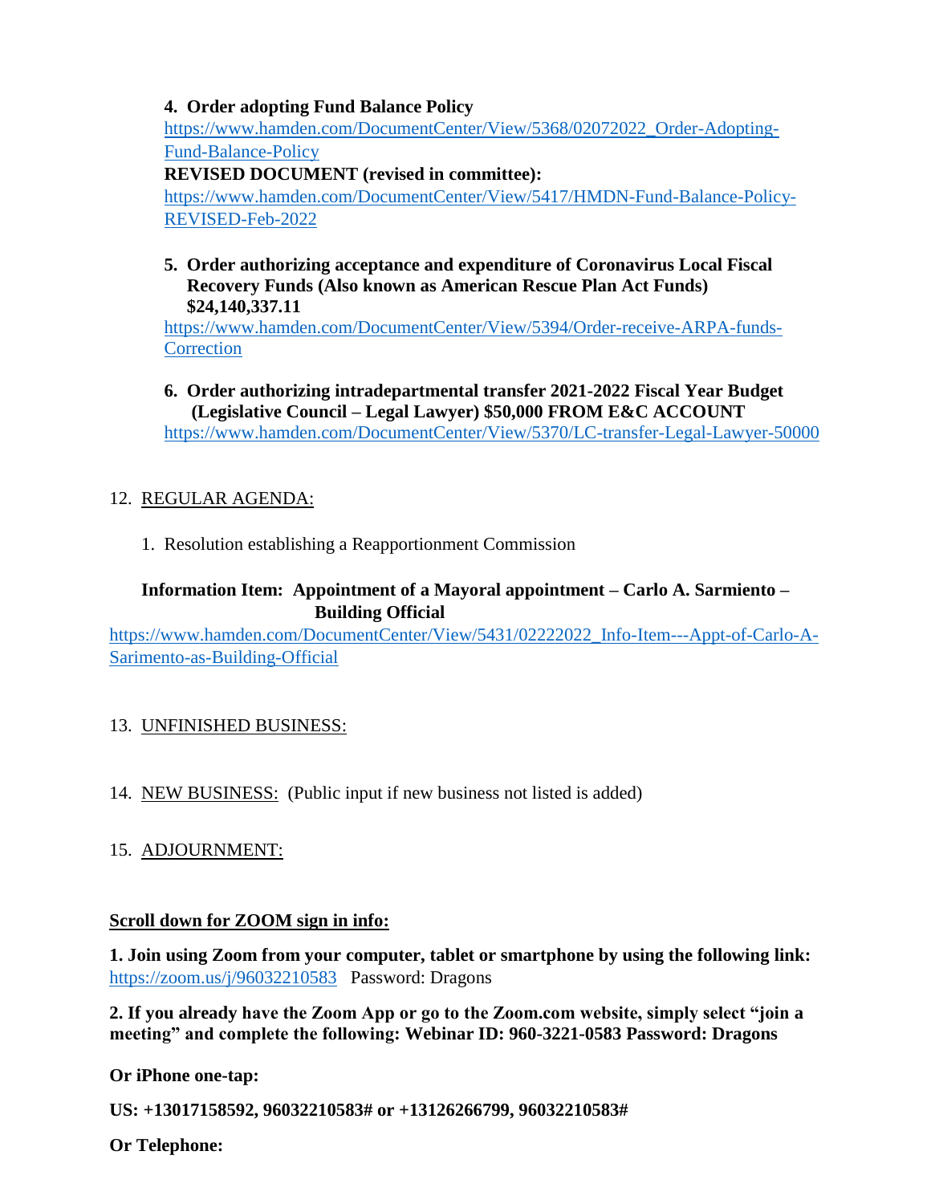4. **Order adopting Fund Balance Policy**
   https://www.hamden.com/DocumentCenter/View/5368/02072022_Order-Adopting-Fund-Balance-Policy
   **REVISED DOCUMENT (revised in committee):**
   https://www.hamden.com/DocumentCenter/View/5417/HMDN-Fund-Balance-Policy-REVISED-Feb-2022

5. **Order authorizing acceptance and expenditure of Coronavirus Local Fiscal Recovery Funds (Also known as American Rescue Plan Act Funds) $24,140,337.11**
   https://www.hamden.com/DocumentCenter/View/5394/Order-receive-ARPA-funds-Correction

6. **Order authorizing intradepartmental transfer 2021-2022 Fiscal Year Budget (Legislative Council – Legal Lawyer) $50,000 FROM E&C ACCOUNT**
   https://www.hamden.com/DocumentCenter/View/5370/LC-transfer-Legal-Lawyer-50000

12. REGULAR AGENDA:

    1. Resolution establishing a Reapportionment Commission

    **Information Item: Appointment of a Mayoral appointment – Carlo A. Sarmiento – Building Official**

https://www.hamden.com/DocumentCenter/View/5431/02222022_Info-Item---Appt-of-Carlo-A-Sarimento-as-Building-Official

13. UNFINISHED BUSINESS:

14. NEW BUSINESS: (Public input if new business not listed is added)

15. ADJOURNMENT:

**Scroll down for ZOOM sign in info:**

**1. Join using Zoom from your computer, tablet or smartphone by using the following link:** https://zoom.us/j/96032210583 Password: Dragons

**2. If you already have the Zoom App or go to the Zoom.com website, simply select "join a meeting" and complete the following: Webinar ID: 960-3221-0583 Password: Dragons**

**Or iPhone one-tap:**

**US: +13017158592, 96032210583# or +13126266799, 96032210583#**

**Or Telephone:**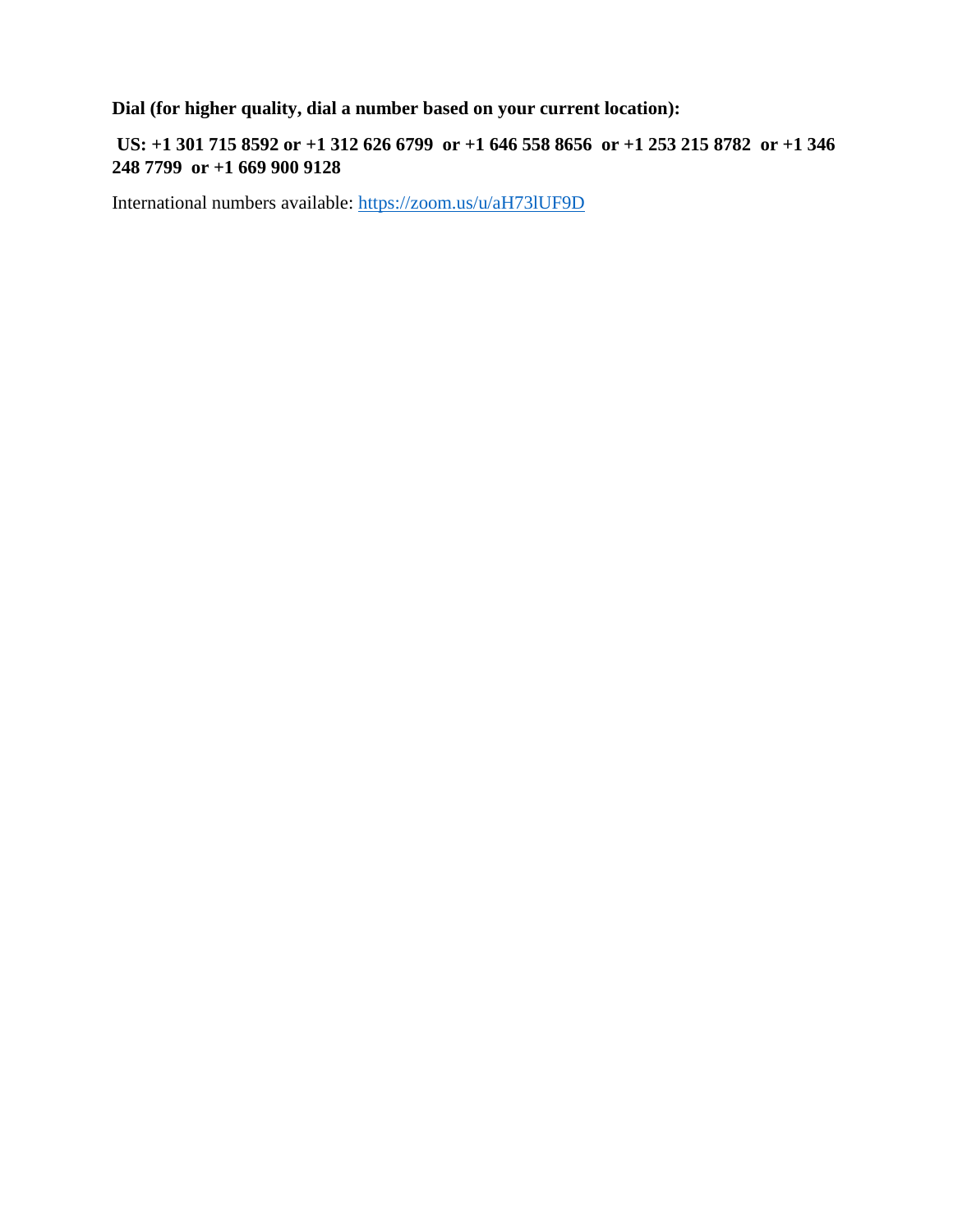**Dial (for higher quality, dial a number based on your current location):**

**US: +1 301 715 8592 or +1 312 626 6799 or +1 646 558 8656 or +1 253 215 8782 or +1 346 248 7799 or +1 669 900 9128**

International numbers available: https://zoom.us/u/aH73lUF9D